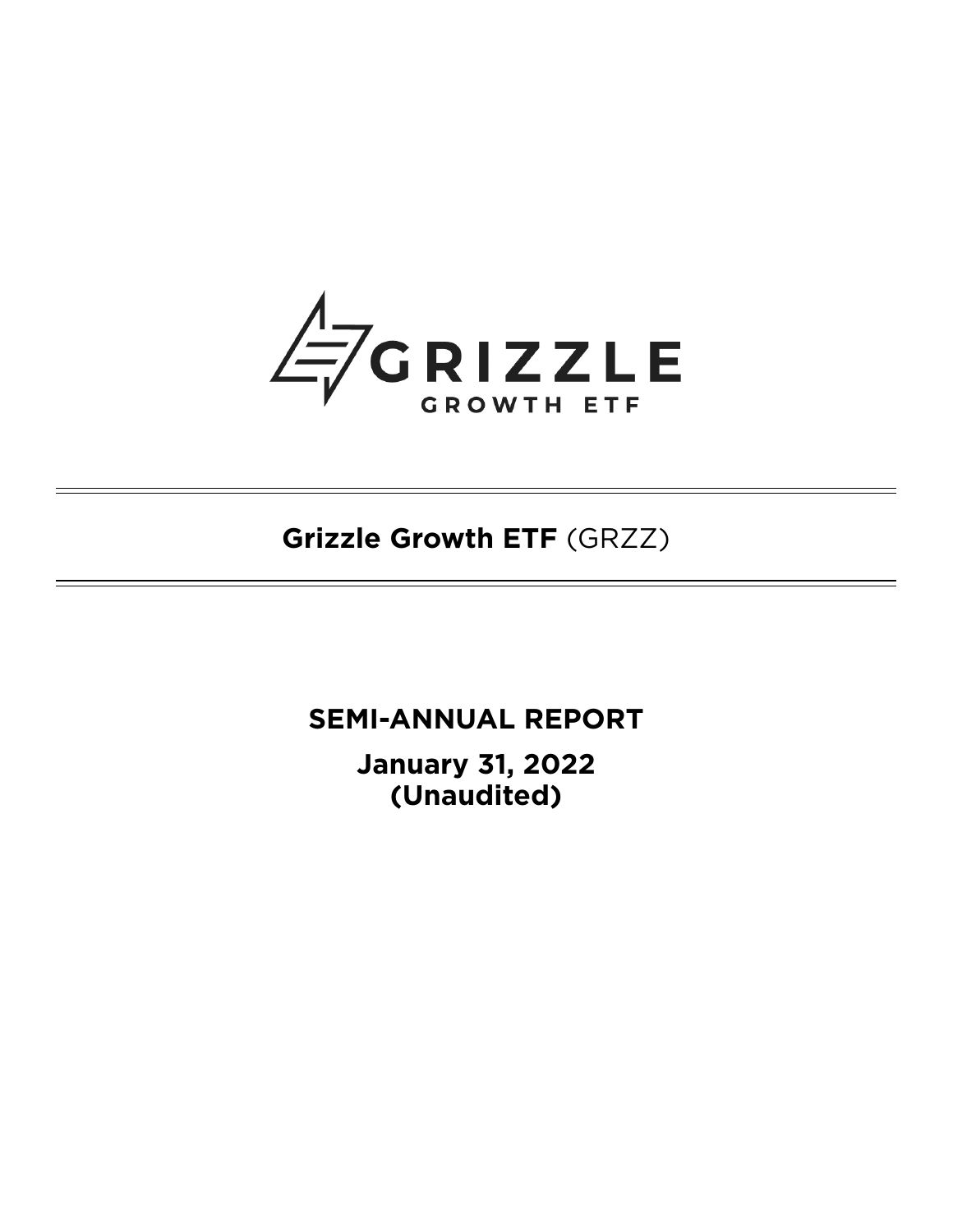GRIZZLE

GROWTH ETF

# Grizzle Growth ETF (GRZZ)

## SEMI-ANNUAL REPORT

**January 31, 2022**
**(Unaudited)**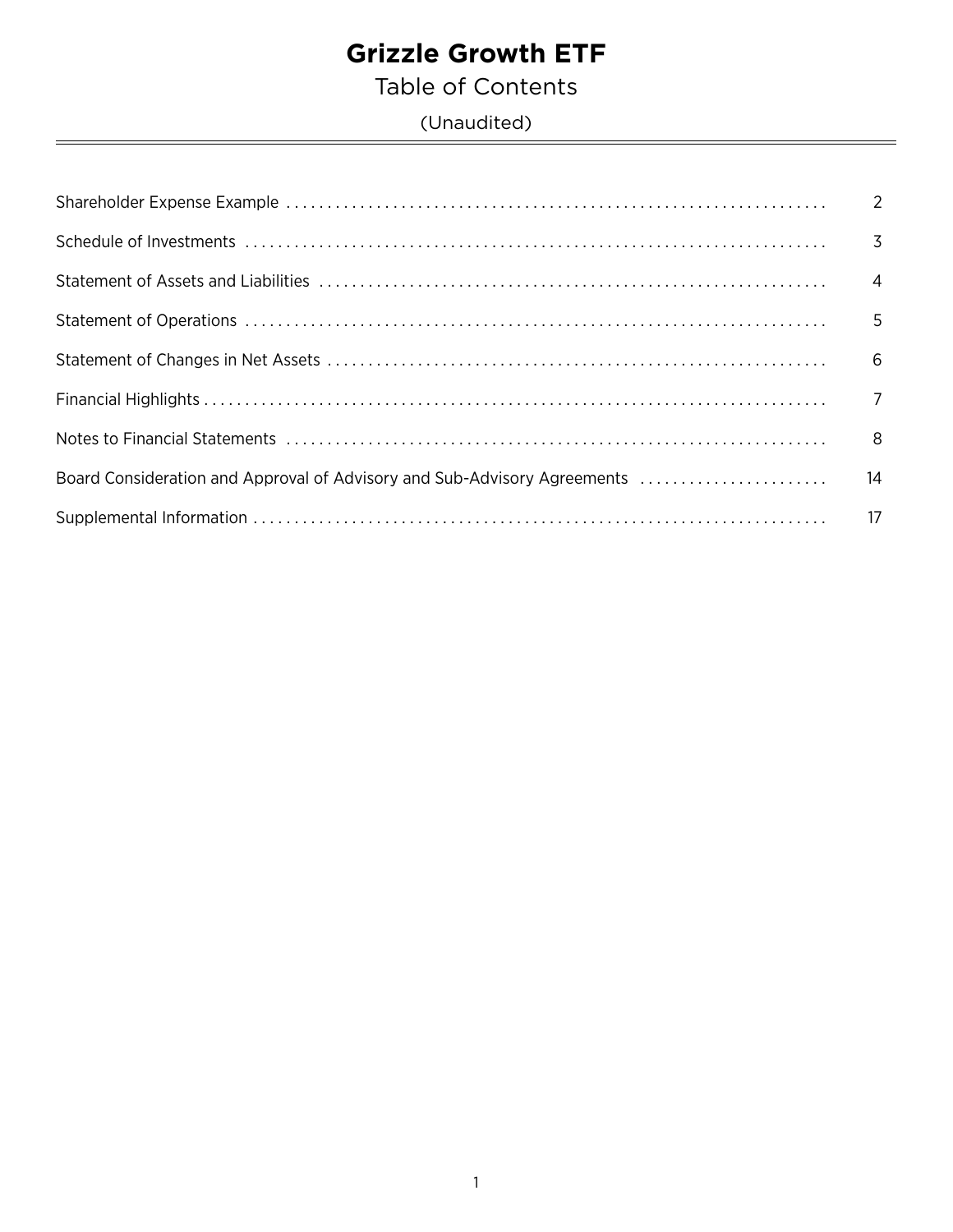# Grizzle Growth ETF

## Table of Contents

(Unaudited)

| | |
|---|---|
| Shareholder Expense Example | 2 |
| Schedule of Investments | 3 |
| Statement of Assets and Liabilities | 4 |
| Statement of Operations | 5 |
| Statement of Changes in Net Assets | 6 |
| Financial Highlights | 7 |
| Notes to Financial Statements | 8 |
| Board Consideration and Approval of Advisory and Sub-Advisory Agreements | 14 |
| Supplemental Information | 17 |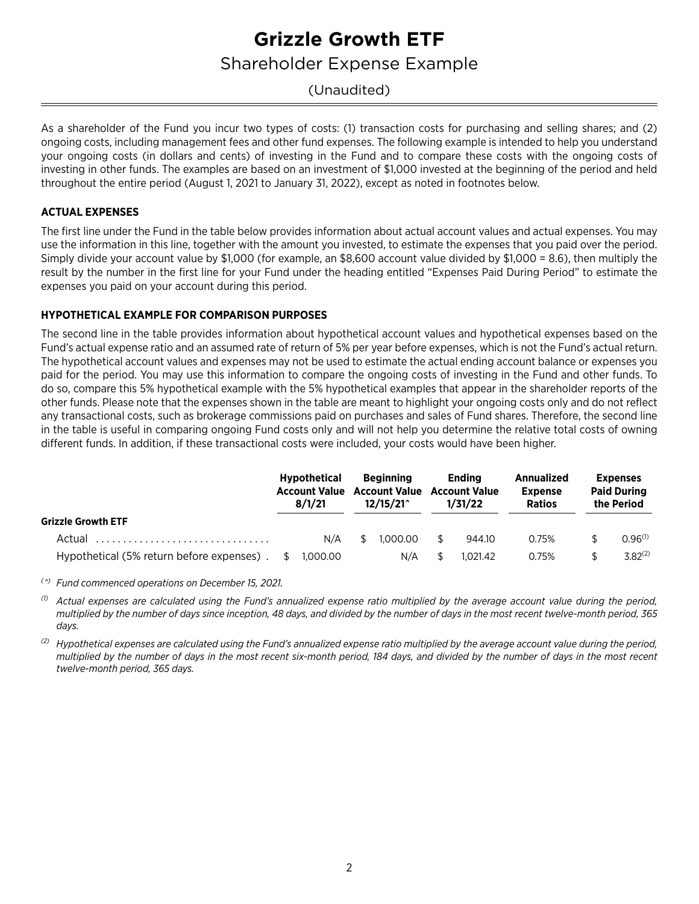# Grizzle Growth ETF

## Shareholder Expense Example

(Unaudited)

As a shareholder of the Fund you incur two types of costs: (1) transaction costs for purchasing and selling shares; and (2) ongoing costs, including management fees and other fund expenses. The following example is intended to help you understand your ongoing costs (in dollars and cents) of investing in the Fund and to compare these costs with the ongoing costs of investing in other funds. The examples are based on an investment of $1,000 invested at the beginning of the period and held throughout the entire period (August 1, 2021 to January 31, 2022), except as noted in footnotes below.

**ACTUAL EXPENSES**

The first line under the Fund in the table below provides information about actual account values and actual expenses. You may use the information in this line, together with the amount you invested, to estimate the expenses that you paid over the period. Simply divide your account value by $1,000 (for example, an $8,600 account value divided by $1,000 = 8.6), then multiply the result by the number in the first line for your Fund under the heading entitled "Expenses Paid During Period" to estimate the expenses you paid on your account during this period.

**HYPOTHETICAL EXAMPLE FOR COMPARISON PURPOSES**

The second line in the table provides information about hypothetical account values and hypothetical expenses based on the Fund's actual expense ratio and an assumed rate of return of 5% per year before expenses, which is not the Fund's actual return. The hypothetical account values and expenses may not be used to estimate the actual ending account balance or expenses you paid for the period. You may use this information to compare the ongoing costs of investing in the Fund and other funds. To do so, compare this 5% hypothetical example with the 5% hypothetical examples that appear in the shareholder reports of the other funds. Please note that the expenses shown in the table are meant to highlight your ongoing costs only and do not reflect any transactional costs, such as brokerage commissions paid on purchases and sales of Fund shares. Therefore, the second line in the table is useful in comparing ongoing Fund costs only and will not help you determine the relative total costs of owning different funds. In addition, if these transactional costs were included, your costs would have been higher.

| | Hypothetical Account Value 8/1/21 | Beginning Account Value 12/15/21^ | Ending Account Value 1/31/22 | Annualized Expense Ratios | Expenses Paid During the Period |
|---|---|---|---|---|---|
| **Grizzle Growth ETF** | | | | | |
| Actual | N/A | $ 1,000.00 | $ 944.10 | 0.75% | $ 0.96(1) |
| Hypothetical (5% return before expenses) | $ 1,000.00 | N/A | $ 1,021.42 | 0.75% | $ 3.82(2) |

*(^) Fund commenced operations on December 15, 2021.*

*(1) Actual expenses are calculated using the Fund's annualized expense ratio multiplied by the average account value during the period, multiplied by the number of days since inception, 48 days, and divided by the number of days in the most recent twelve-month period, 365 days.*

*(2) Hypothetical expenses are calculated using the Fund's annualized expense ratio multiplied by the average account value during the period, multiplied by the number of days in the most recent six-month period, 184 days, and divided by the number of days in the most recent twelve-month period, 365 days.*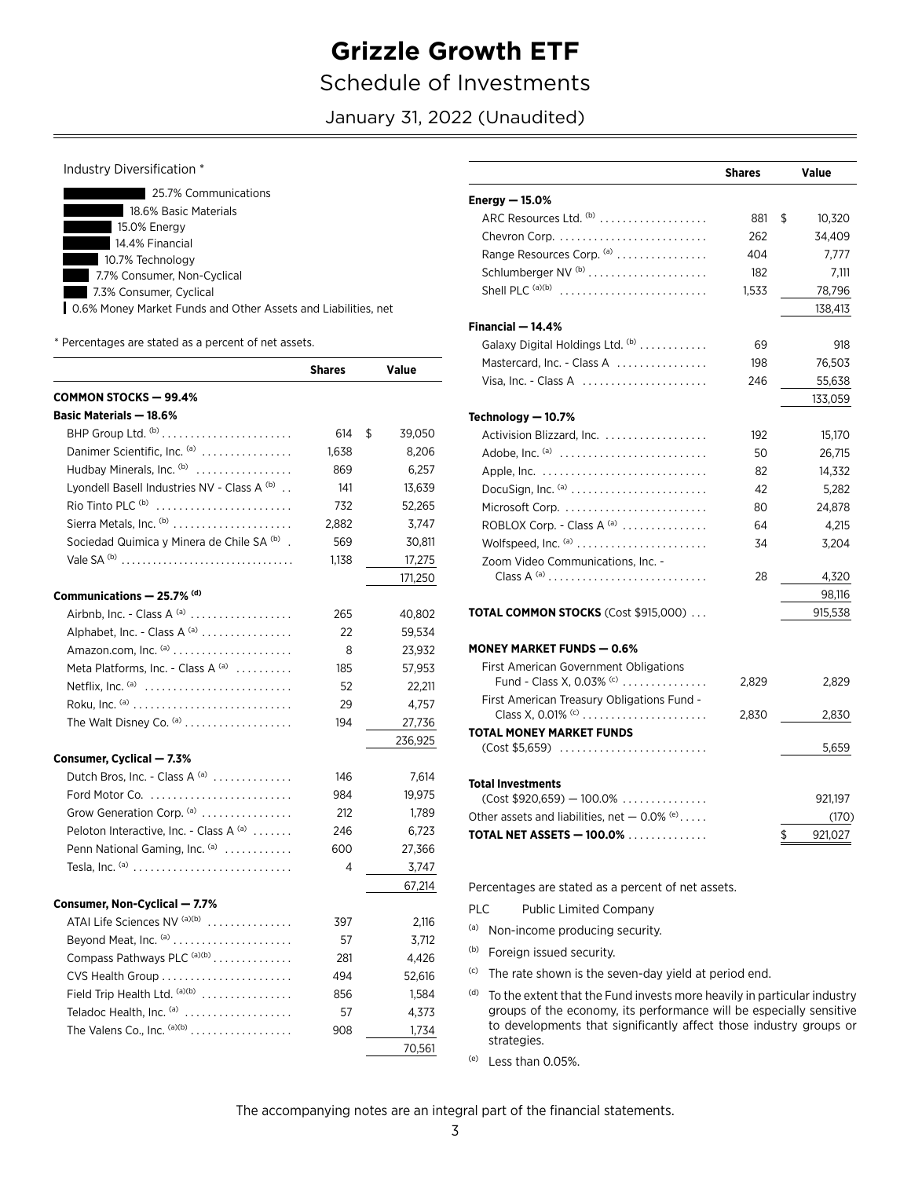# Grizzle Growth ETF

## Schedule of Investments

### January 31, 2022 (Unaudited)

Industry Diversification *

| Industry | % |
|---|---|
| Communications | 25.7% |
| Basic Materials | 18.6% |
| Energy | 15.0% |
| Financial | 14.4% |
| Technology | 10.7% |
| Consumer, Non-Cyclical | 7.7% |
| Consumer, Cyclical | 7.3% |
| Money Market Funds and Other Assets and Liabilities, net | 0.6% |

* Percentages are stated as a percent of net assets.

| | Shares | Value |
|---|---|---|
| **COMMON STOCKS — 99.4%** | | |
| **Basic Materials — 18.6%** | | |
| BHP Group Ltd. [(b)] | 614 | $ 39,050 |
| Danimer Scientific, Inc. [(a)] | 1,638 | 8,206 |
| Hudbay Minerals, Inc. [(b)] | 869 | 6,257 |
| Lyondell Basell Industries NV - Class A [(b)] | 141 | 13,639 |
| Rio Tinto PLC [(b)] | 732 | 52,265 |
| Sierra Metals, Inc. [(b)] | 2,882 | 3,747 |
| Sociedad Quimica y Minera de Chile SA [(b)] | 569 | 30,811 |
| Vale SA [(b)] | 1,138 | 17,275 |
| | | 171,250 |
| **Communications — 25.7% [(d)]** | | |
| Airbnb, Inc. - Class A [(a)] | 265 | 40,802 |
| Alphabet, Inc. - Class A [(a)] | 22 | 59,534 |
| Amazon.com, Inc. [(a)] | 8 | 23,932 |
| Meta Platforms, Inc. - Class A [(a)] | 185 | 57,953 |
| Netflix, Inc. [(a)] | 52 | 22,211 |
| Roku, Inc. [(a)] | 29 | 4,757 |
| The Walt Disney Co. [(a)] | 194 | 27,736 |
| | | 236,925 |
| **Consumer, Cyclical — 7.3%** | | |
| Dutch Bros, Inc. - Class A [(a)] | 146 | 7,614 |
| Ford Motor Co. | 984 | 19,975 |
| Grow Generation Corp. [(a)] | 212 | 1,789 |
| Peloton Interactive, Inc. - Class A [(a)] | 246 | 6,723 |
| Penn National Gaming, Inc. [(a)] | 600 | 27,366 |
| Tesla, Inc. [(a)] | 4 | 3,747 |
| | | 67,214 |
| **Consumer, Non-Cyclical — 7.7%** | | |
| ATAI Life Sciences NV [(a)(b)] | 397 | 2,116 |
| Beyond Meat, Inc. [(a)] | 57 | 3,712 |
| Compass Pathways PLC [(a)(b)] | 281 | 4,426 |
| CVS Health Group | 494 | 52,616 |
| Field Trip Health Ltd. [(a)(b)] | 856 | 1,584 |
| Teladoc Health, Inc. [(a)] | 57 | 4,373 |
| The Valens Co., Inc. [(a)(b)] | 908 | 1,734 |
| | | 70,561 |
| **Energy — 15.0%** | | |
| ARC Resources Ltd. [(b)] | 881 | $ 10,320 |
| Chevron Corp. | 262 | 34,409 |
| Range Resources Corp. [(a)] | 404 | 7,777 |
| Schlumberger NV [(b)] | 182 | 7,111 |
| Shell PLC [(a)(b)] | 1,533 | 78,796 |
| | | 138,413 |
| **Financial — 14.4%** | | |
| Galaxy Digital Holdings Ltd. [(b)] | 69 | 918 |
| Mastercard, Inc. - Class A | 198 | 76,503 |
| Visa, Inc. - Class A | 246 | 55,638 |
| | | 133,059 |
| **Technology — 10.7%** | | |
| Activision Blizzard, Inc. | 192 | 15,170 |
| Adobe, Inc. [(a)] | 50 | 26,715 |
| Apple, Inc. | 82 | 14,332 |
| DocuSign, Inc. [(a)] | 42 | 5,282 |
| Microsoft Corp. | 80 | 24,878 |
| ROBLOX Corp. - Class A [(a)] | 64 | 4,215 |
| Wolfspeed, Inc. [(a)] | 34 | 3,204 |
| Zoom Video Communications, Inc. - Class A [(a)] | 28 | 4,320 |
| | | 98,116 |
| **TOTAL COMMON STOCKS** (Cost $915,000) | | 915,538 |
| **MONEY MARKET FUNDS — 0.6%** | | |
| First American Government Obligations Fund - Class X, 0.03% [(c)] | 2,829 | 2,829 |
| First American Treasury Obligations Fund - Class X, 0.01% [(c)] | 2,830 | 2,830 |
| **TOTAL MONEY MARKET FUNDS** (Cost $5,659) | | 5,659 |
| **Total Investments** (Cost $920,659) — 100.0% | | 921,197 |
| Other assets and liabilities, net — 0.0% [(e)] | | (170) |
| **TOTAL NET ASSETS — 100.0%** | | $ 921,027 |

Percentages are stated as a percent of net assets.

PLC Public Limited Company

(a) Non-income producing security.

(b) Foreign issued security.

(c) The rate shown is the seven-day yield at period end.

(d) To the extent that the Fund invests more heavily in particular industry groups of the economy, its performance will be especially sensitive to developments that significantly affect those industry groups or strategies.

(e) Less than 0.05%.

The accompanying notes are an integral part of the financial statements.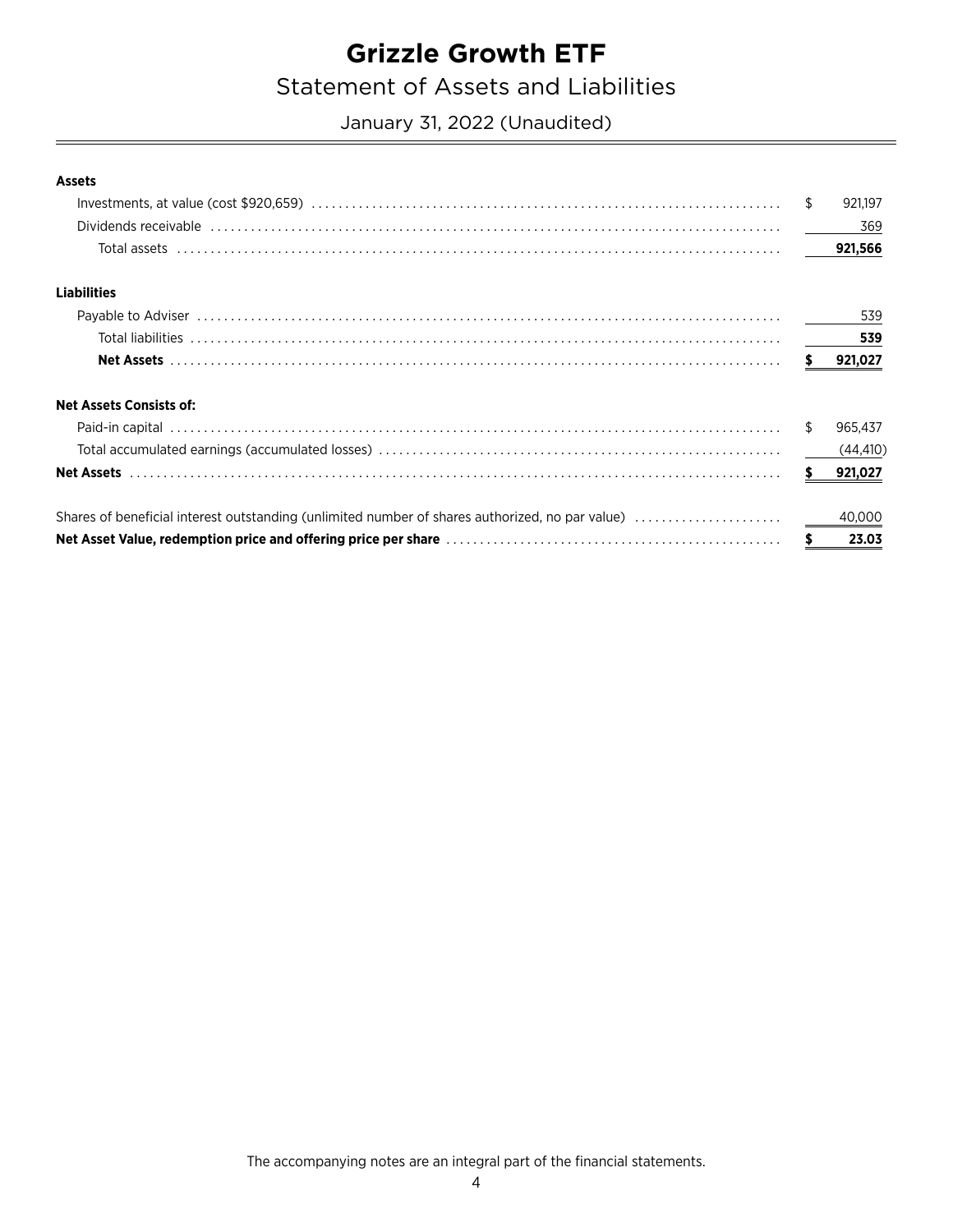# Grizzle Growth ETF

## Statement of Assets and Liabilities

January 31, 2022 (Unaudited)

| | |
|---|---|
| **Assets** | |
| Investments, at value (cost $920,659) | $ 921,197 |
| Dividends receivable | 369 |
| Total assets | **921,566** |
| **Liabilities** | |
| Payable to Adviser | 539 |
| Total liabilities | **539** |
| **Net Assets** | **$ 921,027** |
| **Net Assets Consists of:** | |
| Paid-in capital | $ 965,437 |
| Total accumulated earnings (accumulated losses) | (44,410) |
| **Net Assets** | **$ 921,027** |
| Shares of beneficial interest outstanding (unlimited number of shares authorized, no par value) | 40,000 |
| **Net Asset Value, redemption price and offering price per share** | **$ 23.03** |

The accompanying notes are an integral part of the financial statements.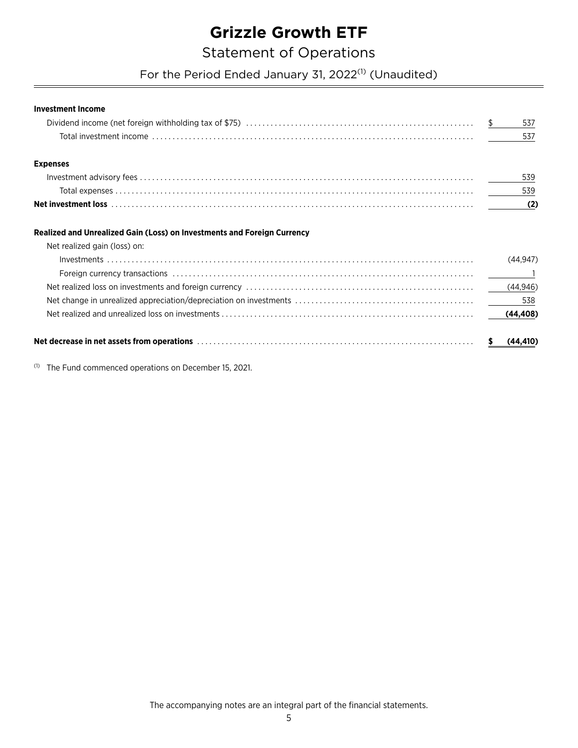# Grizzle Growth ETF

## Statement of Operations

### For the Period Ended January 31, 2022[1] (Unaudited)

| | |
|---|---|
| **Investment Income** | |
| Dividend income (net foreign withholding tax of $75) | $ 537 |
| Total investment income | 537 |
| **Expenses** | |
| Investment advisory fees | 539 |
| Total expenses | 539 |
| **Net investment loss** | **(2)** |
| **Realized and Unrealized Gain (Loss) on Investments and Foreign Currency** | |
| Net realized gain (loss) on: | |
| Investments | (44,947) |
| Foreign currency transactions | 1 |
| Net realized loss on investments and foreign currency | (44,946) |
| Net change in unrealized appreciation/depreciation on investments | 538 |
| Net realized and unrealized loss on investments | **(44,408)** |
| **Net decrease in net assets from operations** | **$ (44,410)** |

[1] The Fund commenced operations on December 15, 2021.

The accompanying notes are an integral part of the financial statements.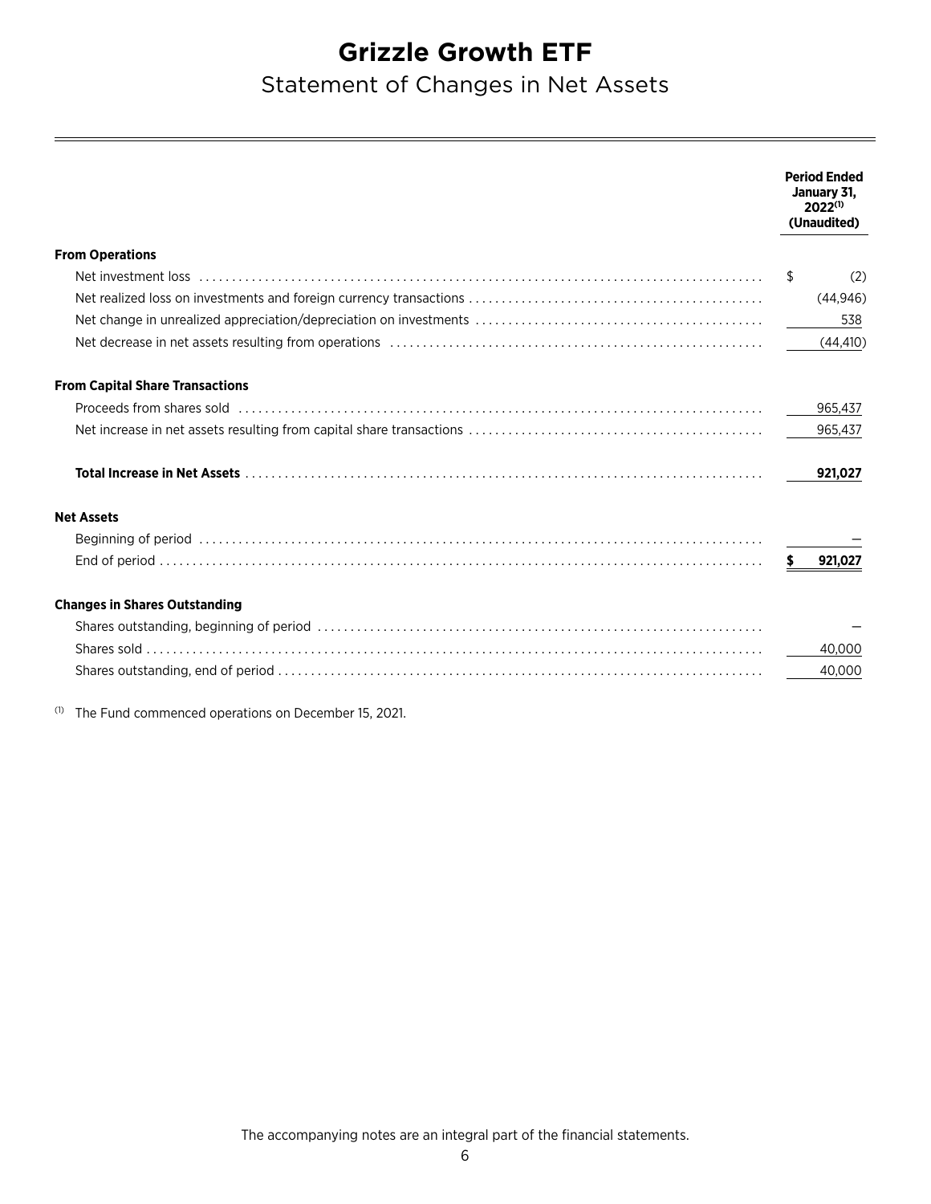# Grizzle Growth ETF

## Statement of Changes in Net Assets

| | Period Ended January 31, 2022[(1)] (Unaudited) |
|---|---|
| **From Operations** | |
| Net investment loss | $ (2) |
| Net realized loss on investments and foreign currency transactions | (44,946) |
| Net change in unrealized appreciation/depreciation on investments | 538 |
| Net decrease in net assets resulting from operations | (44,410) |
| **From Capital Share Transactions** | |
| Proceeds from shares sold | 965,437 |
| Net increase in net assets resulting from capital share transactions | 965,437 |
| **Total Increase in Net Assets** | **921,027** |
| **Net Assets** | |
| Beginning of period | — |
| End of period | **$ 921,027** |
| **Changes in Shares Outstanding** | |
| Shares outstanding, beginning of period | — |
| Shares sold | 40,000 |
| Shares outstanding, end of period | 40,000 |

(1) The Fund commenced operations on December 15, 2021.

The accompanying notes are an integral part of the financial statements.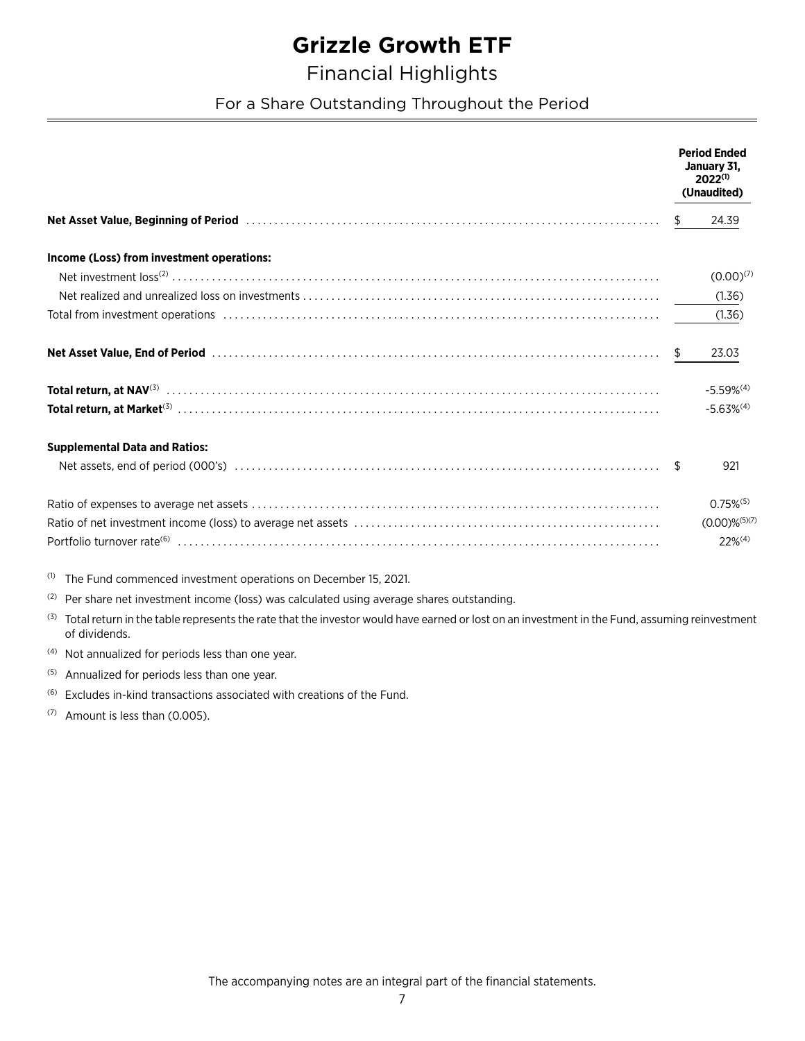# Grizzle Growth ETF

## Financial Highlights

### For a Share Outstanding Throughout the Period

| | Period Ended January 31, 2022[(1)] (Unaudited) |
|---|---|
| **Net Asset Value, Beginning of Period** | $ 24.39 |
| **Income (Loss) from investment operations:** | |
| Net investment loss[(2)] | (0.00)[(7)] |
| Net realized and unrealized loss on investments | (1.36) |
| Total from investment operations | (1.36) |
| **Net Asset Value, End of Period** | $ 23.03 |
| **Total return, at NAV**[(3)] | -5.59%[(4)] |
| **Total return, at Market**[(3)] | -5.63%[(4)] |
| **Supplemental Data and Ratios:** | |
| Net assets, end of period (000's) | $ 921 |
| Ratio of expenses to average net assets | 0.75%[(5)] |
| Ratio of net investment income (loss) to average net assets | (0.00)%[(5)(7)] |
| Portfolio turnover rate[(6)] | 22%[(4)] |

(1) The Fund commenced investment operations on December 15, 2021.

(2) Per share net investment income (loss) was calculated using average shares outstanding.

(3) Total return in the table represents the rate that the investor would have earned or lost on an investment in the Fund, assuming reinvestment of dividends.

(4) Not annualized for periods less than one year.

(5) Annualized for periods less than one year.

(6) Excludes in-kind transactions associated with creations of the Fund.

(7) Amount is less than (0.005).

The accompanying notes are an integral part of the financial statements.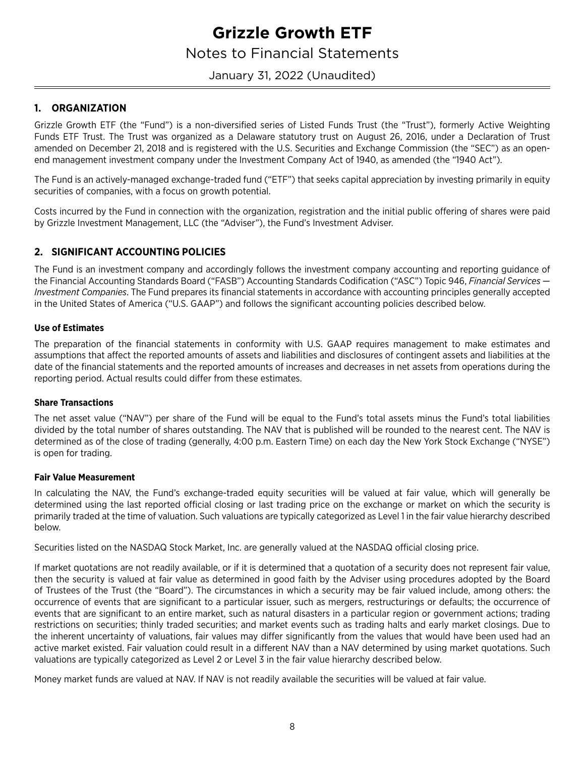# Grizzle Growth ETF

## Notes to Financial Statements

January 31, 2022 (Unaudited)

### 1. ORGANIZATION

Grizzle Growth ETF (the "Fund") is a non-diversified series of Listed Funds Trust (the "Trust"), formerly Active Weighting Funds ETF Trust. The Trust was organized as a Delaware statutory trust on August 26, 2016, under a Declaration of Trust amended on December 21, 2018 and is registered with the U.S. Securities and Exchange Commission (the "SEC") as an open-end management investment company under the Investment Company Act of 1940, as amended (the "1940 Act").

The Fund is an actively-managed exchange-traded fund ("ETF") that seeks capital appreciation by investing primarily in equity securities of companies, with a focus on growth potential.

Costs incurred by the Fund in connection with the organization, registration and the initial public offering of shares were paid by Grizzle Investment Management, LLC (the "Adviser"), the Fund's Investment Adviser.

### 2. SIGNIFICANT ACCOUNTING POLICIES

The Fund is an investment company and accordingly follows the investment company accounting and reporting guidance of the Financial Accounting Standards Board ("FASB") Accounting Standards Codification ("ASC") Topic 946, *Financial Services — Investment Companies*. The Fund prepares its financial statements in accordance with accounting principles generally accepted in the United States of America ("U.S. GAAP") and follows the significant accounting policies described below.

#### Use of Estimates

The preparation of the financial statements in conformity with U.S. GAAP requires management to make estimates and assumptions that affect the reported amounts of assets and liabilities and disclosures of contingent assets and liabilities at the date of the financial statements and the reported amounts of increases and decreases in net assets from operations during the reporting period. Actual results could differ from these estimates.

#### Share Transactions

The net asset value ("NAV") per share of the Fund will be equal to the Fund's total assets minus the Fund's total liabilities divided by the total number of shares outstanding. The NAV that is published will be rounded to the nearest cent. The NAV is determined as of the close of trading (generally, 4:00 p.m. Eastern Time) on each day the New York Stock Exchange ("NYSE") is open for trading.

#### Fair Value Measurement

In calculating the NAV, the Fund's exchange-traded equity securities will be valued at fair value, which will generally be determined using the last reported official closing or last trading price on the exchange or market on which the security is primarily traded at the time of valuation. Such valuations are typically categorized as Level 1 in the fair value hierarchy described below.

Securities listed on the NASDAQ Stock Market, Inc. are generally valued at the NASDAQ official closing price.

If market quotations are not readily available, or if it is determined that a quotation of a security does not represent fair value, then the security is valued at fair value as determined in good faith by the Adviser using procedures adopted by the Board of Trustees of the Trust (the "Board"). The circumstances in which a security may be fair valued include, among others: the occurrence of events that are significant to a particular issuer, such as mergers, restructurings or defaults; the occurrence of events that are significant to an entire market, such as natural disasters in a particular region or government actions; trading restrictions on securities; thinly traded securities; and market events such as trading halts and early market closings. Due to the inherent uncertainty of valuations, fair values may differ significantly from the values that would have been used had an active market existed. Fair valuation could result in a different NAV than a NAV determined by using market quotations. Such valuations are typically categorized as Level 2 or Level 3 in the fair value hierarchy described below.

Money market funds are valued at NAV. If NAV is not readily available the securities will be valued at fair value.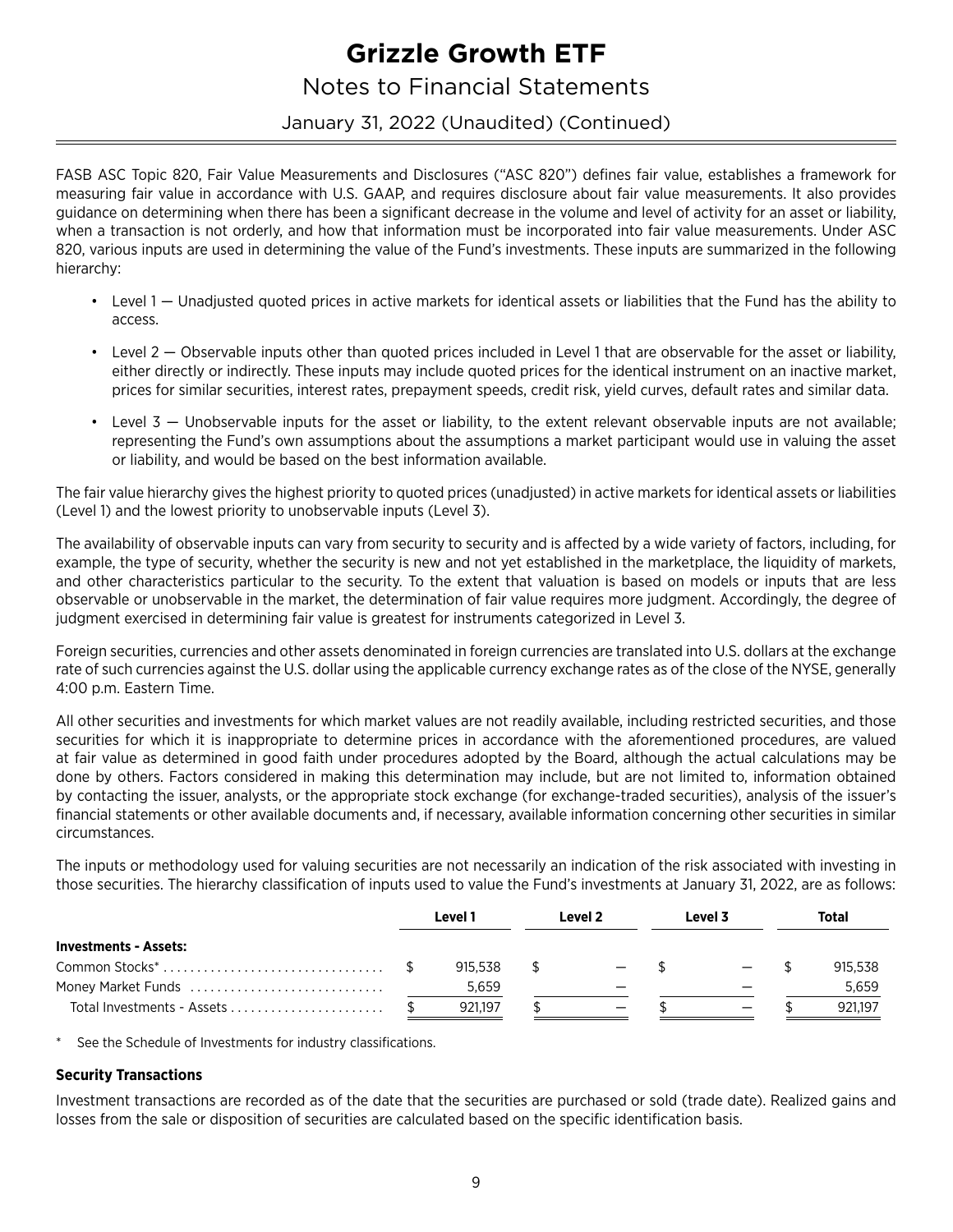FASB ASC Topic 820, Fair Value Measurements and Disclosures ("ASC 820") defines fair value, establishes a framework for measuring fair value in accordance with U.S. GAAP, and requires disclosure about fair value measurements. It also provides guidance on determining when there has been a significant decrease in the volume and level of activity for an asset or liability, when a transaction is not orderly, and how that information must be incorporated into fair value measurements. Under ASC 820, various inputs are used in determining the value of the Fund's investments. These inputs are summarized in the following hierarchy:

- Level 1 — Unadjusted quoted prices in active markets for identical assets or liabilities that the Fund has the ability to access.
- Level 2 — Observable inputs other than quoted prices included in Level 1 that are observable for the asset or liability, either directly or indirectly. These inputs may include quoted prices for the identical instrument on an inactive market, prices for similar securities, interest rates, prepayment speeds, credit risk, yield curves, default rates and similar data.
- Level 3 — Unobservable inputs for the asset or liability, to the extent relevant observable inputs are not available; representing the Fund's own assumptions about the assumptions a market participant would use in valuing the asset or liability, and would be based on the best information available.

The fair value hierarchy gives the highest priority to quoted prices (unadjusted) in active markets for identical assets or liabilities (Level 1) and the lowest priority to unobservable inputs (Level 3).

The availability of observable inputs can vary from security to security and is affected by a wide variety of factors, including, for example, the type of security, whether the security is new and not yet established in the marketplace, the liquidity of markets, and other characteristics particular to the security. To the extent that valuation is based on models or inputs that are less observable or unobservable in the market, the determination of fair value requires more judgment. Accordingly, the degree of judgment exercised in determining fair value is greatest for instruments categorized in Level 3.

Foreign securities, currencies and other assets denominated in foreign currencies are translated into U.S. dollars at the exchange rate of such currencies against the U.S. dollar using the applicable currency exchange rates as of the close of the NYSE, generally 4:00 p.m. Eastern Time.

All other securities and investments for which market values are not readily available, including restricted securities, and those securities for which it is inappropriate to determine prices in accordance with the aforementioned procedures, are valued at fair value as determined in good faith under procedures adopted by the Board, although the actual calculations may be done by others. Factors considered in making this determination may include, but are not limited to, information obtained by contacting the issuer, analysts, or the appropriate stock exchange (for exchange-traded securities), analysis of the issuer's financial statements or other available documents and, if necessary, available information concerning other securities in similar circumstances.

The inputs or methodology used for valuing securities are not necessarily an indication of the risk associated with investing in those securities. The hierarchy classification of inputs used to value the Fund's investments at January 31, 2022, are as follows:

| | Level 1 | Level 2 | Level 3 | Total |
|---|---|---|---|---|
| **Investments - Assets:** | | | | |
| Common Stocks* | $ 915,538 | $ — | $ — | $ 915,538 |
| Money Market Funds | 5,659 | — | — | 5,659 |
| Total Investments - Assets | $ 921,197 | $ — | $ — | $ 921,197 |

\* See the Schedule of Investments for industry classifications.

**Security Transactions**

Investment transactions are recorded as of the date that the securities are purchased or sold (trade date). Realized gains and losses from the sale or disposition of securities are calculated based on the specific identification basis.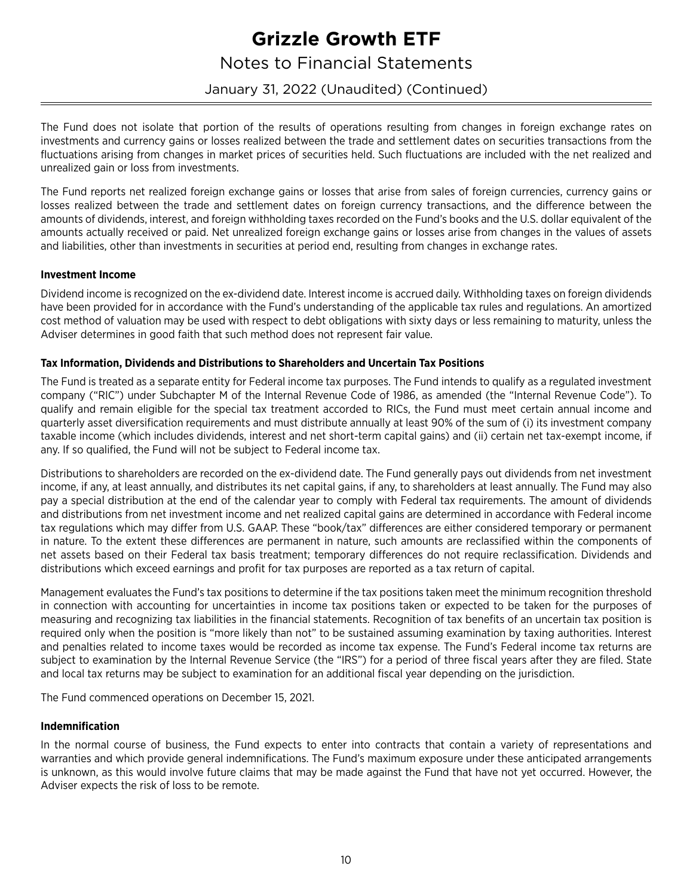The Fund does not isolate that portion of the results of operations resulting from changes in foreign exchange rates on investments and currency gains or losses realized between the trade and settlement dates on securities transactions from the fluctuations arising from changes in market prices of securities held. Such fluctuations are included with the net realized and unrealized gain or loss from investments.

The Fund reports net realized foreign exchange gains or losses that arise from sales of foreign currencies, currency gains or losses realized between the trade and settlement dates on foreign currency transactions, and the difference between the amounts of dividends, interest, and foreign withholding taxes recorded on the Fund's books and the U.S. dollar equivalent of the amounts actually received or paid. Net unrealized foreign exchange gains or losses arise from changes in the values of assets and liabilities, other than investments in securities at period end, resulting from changes in exchange rates.

**Investment Income**

Dividend income is recognized on the ex-dividend date. Interest income is accrued daily. Withholding taxes on foreign dividends have been provided for in accordance with the Fund's understanding of the applicable tax rules and regulations. An amortized cost method of valuation may be used with respect to debt obligations with sixty days or less remaining to maturity, unless the Adviser determines in good faith that such method does not represent fair value.

**Tax Information, Dividends and Distributions to Shareholders and Uncertain Tax Positions**

The Fund is treated as a separate entity for Federal income tax purposes. The Fund intends to qualify as a regulated investment company ("RIC") under Subchapter M of the Internal Revenue Code of 1986, as amended (the "Internal Revenue Code"). To qualify and remain eligible for the special tax treatment accorded to RICs, the Fund must meet certain annual income and quarterly asset diversification requirements and must distribute annually at least 90% of the sum of (i) its investment company taxable income (which includes dividends, interest and net short-term capital gains) and (ii) certain net tax-exempt income, if any. If so qualified, the Fund will not be subject to Federal income tax.

Distributions to shareholders are recorded on the ex-dividend date. The Fund generally pays out dividends from net investment income, if any, at least annually, and distributes its net capital gains, if any, to shareholders at least annually. The Fund may also pay a special distribution at the end of the calendar year to comply with Federal tax requirements. The amount of dividends and distributions from net investment income and net realized capital gains are determined in accordance with Federal income tax regulations which may differ from U.S. GAAP. These "book/tax" differences are either considered temporary or permanent in nature. To the extent these differences are permanent in nature, such amounts are reclassified within the components of net assets based on their Federal tax basis treatment; temporary differences do not require reclassification. Dividends and distributions which exceed earnings and profit for tax purposes are reported as a tax return of capital.

Management evaluates the Fund's tax positions to determine if the tax positions taken meet the minimum recognition threshold in connection with accounting for uncertainties in income tax positions taken or expected to be taken for the purposes of measuring and recognizing tax liabilities in the financial statements. Recognition of tax benefits of an uncertain tax position is required only when the position is "more likely than not" to be sustained assuming examination by taxing authorities. Interest and penalties related to income taxes would be recorded as income tax expense. The Fund's Federal income tax returns are subject to examination by the Internal Revenue Service (the "IRS") for a period of three fiscal years after they are filed. State and local tax returns may be subject to examination for an additional fiscal year depending on the jurisdiction.

The Fund commenced operations on December 15, 2021.

**Indemnification**

In the normal course of business, the Fund expects to enter into contracts that contain a variety of representations and warranties and which provide general indemnifications. The Fund's maximum exposure under these anticipated arrangements is unknown, as this would involve future claims that may be made against the Fund that have not yet occurred. However, the Adviser expects the risk of loss to be remote.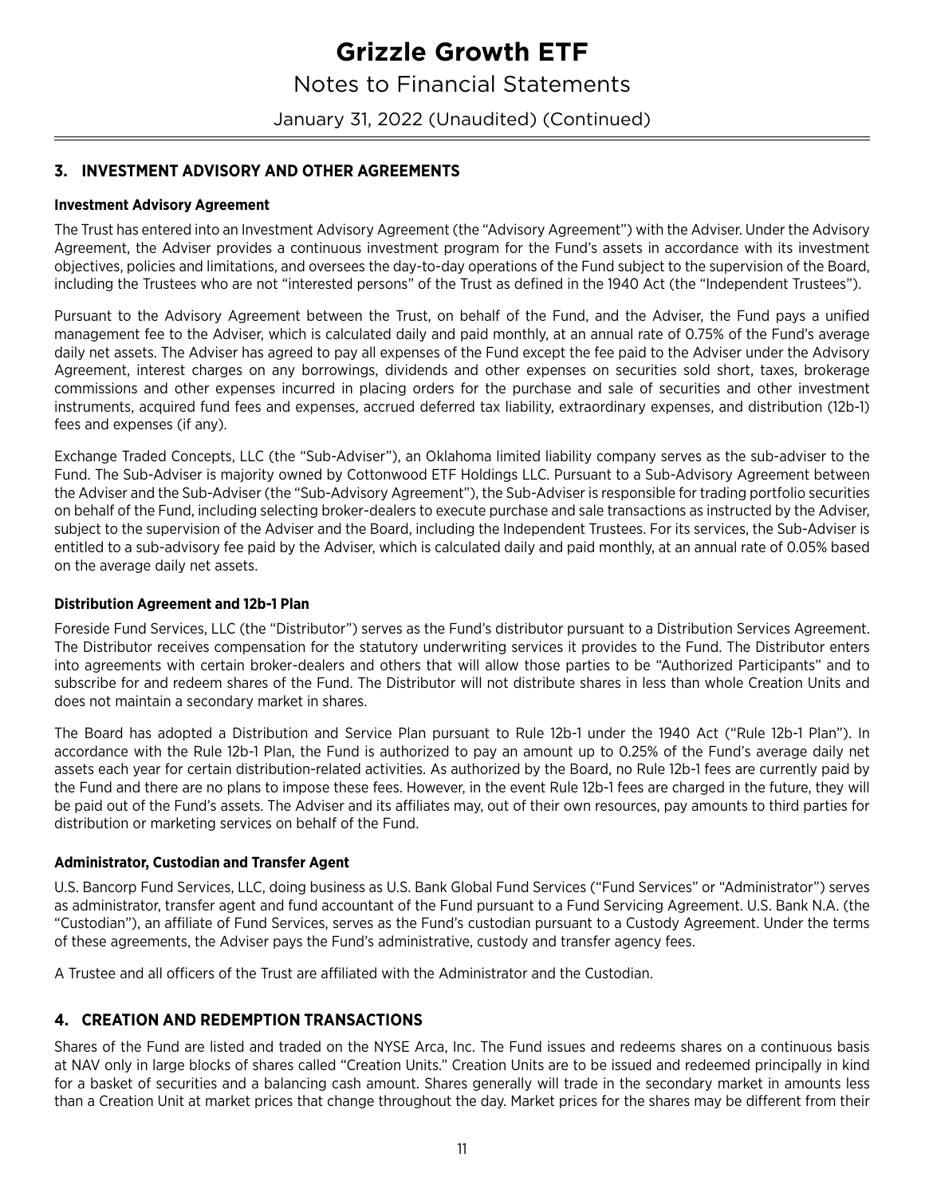## 3. INVESTMENT ADVISORY AND OTHER AGREEMENTS

### Investment Advisory Agreement

The Trust has entered into an Investment Advisory Agreement (the "Advisory Agreement") with the Adviser. Under the Advisory Agreement, the Adviser provides a continuous investment program for the Fund's assets in accordance with its investment objectives, policies and limitations, and oversees the day-to-day operations of the Fund subject to the supervision of the Board, including the Trustees who are not "interested persons" of the Trust as defined in the 1940 Act (the "Independent Trustees").

Pursuant to the Advisory Agreement between the Trust, on behalf of the Fund, and the Adviser, the Fund pays a unified management fee to the Adviser, which is calculated daily and paid monthly, at an annual rate of 0.75% of the Fund's average daily net assets. The Adviser has agreed to pay all expenses of the Fund except the fee paid to the Adviser under the Advisory Agreement, interest charges on any borrowings, dividends and other expenses on securities sold short, taxes, brokerage commissions and other expenses incurred in placing orders for the purchase and sale of securities and other investment instruments, acquired fund fees and expenses, accrued deferred tax liability, extraordinary expenses, and distribution (12b-1) fees and expenses (if any).

Exchange Traded Concepts, LLC (the "Sub-Adviser"), an Oklahoma limited liability company serves as the sub-adviser to the Fund. The Sub-Adviser is majority owned by Cottonwood ETF Holdings LLC. Pursuant to a Sub-Advisory Agreement between the Adviser and the Sub-Adviser (the "Sub-Advisory Agreement"), the Sub-Adviser is responsible for trading portfolio securities on behalf of the Fund, including selecting broker-dealers to execute purchase and sale transactions as instructed by the Adviser, subject to the supervision of the Adviser and the Board, including the Independent Trustees. For its services, the Sub-Adviser is entitled to a sub-advisory fee paid by the Adviser, which is calculated daily and paid monthly, at an annual rate of 0.05% based on the average daily net assets.

### Distribution Agreement and 12b-1 Plan

Foreside Fund Services, LLC (the "Distributor") serves as the Fund's distributor pursuant to a Distribution Services Agreement. The Distributor receives compensation for the statutory underwriting services it provides to the Fund. The Distributor enters into agreements with certain broker-dealers and others that will allow those parties to be "Authorized Participants" and to subscribe for and redeem shares of the Fund. The Distributor will not distribute shares in less than whole Creation Units and does not maintain a secondary market in shares.

The Board has adopted a Distribution and Service Plan pursuant to Rule 12b-1 under the 1940 Act ("Rule 12b-1 Plan"). In accordance with the Rule 12b-1 Plan, the Fund is authorized to pay an amount up to 0.25% of the Fund's average daily net assets each year for certain distribution-related activities. As authorized by the Board, no Rule 12b-1 fees are currently paid by the Fund and there are no plans to impose these fees. However, in the event Rule 12b-1 fees are charged in the future, they will be paid out of the Fund's assets. The Adviser and its affiliates may, out of their own resources, pay amounts to third parties for distribution or marketing services on behalf of the Fund.

### Administrator, Custodian and Transfer Agent

U.S. Bancorp Fund Services, LLC, doing business as U.S. Bank Global Fund Services ("Fund Services" or "Administrator") serves as administrator, transfer agent and fund accountant of the Fund pursuant to a Fund Servicing Agreement. U.S. Bank N.A. (the "Custodian"), an affiliate of Fund Services, serves as the Fund's custodian pursuant to a Custody Agreement. Under the terms of these agreements, the Adviser pays the Fund's administrative, custody and transfer agency fees.

A Trustee and all officers of the Trust are affiliated with the Administrator and the Custodian.

## 4. CREATION AND REDEMPTION TRANSACTIONS

Shares of the Fund are listed and traded on the NYSE Arca, Inc. The Fund issues and redeems shares on a continuous basis at NAV only in large blocks of shares called "Creation Units." Creation Units are to be issued and redeemed principally in kind for a basket of securities and a balancing cash amount. Shares generally will trade in the secondary market in amounts less than a Creation Unit at market prices that change throughout the day. Market prices for the shares may be different from their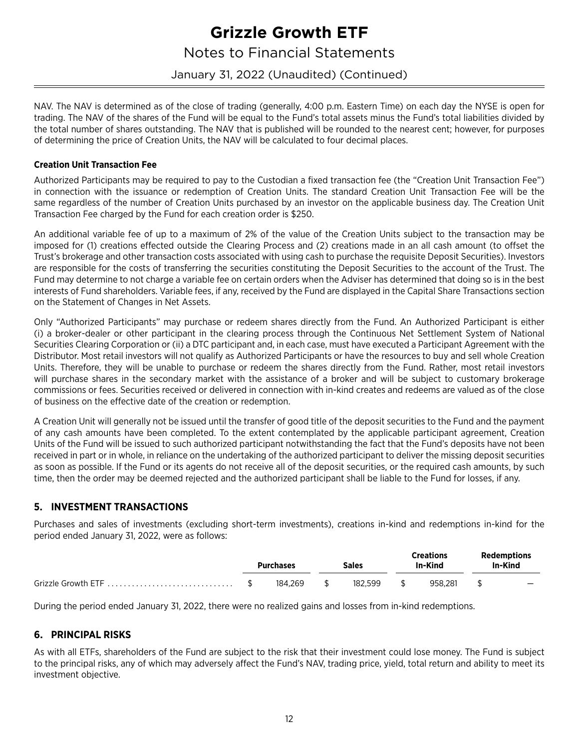NAV. The NAV is determined as of the close of trading (generally, 4:00 p.m. Eastern Time) on each day the NYSE is open for trading. The NAV of the shares of the Fund will be equal to the Fund's total assets minus the Fund's total liabilities divided by the total number of shares outstanding. The NAV that is published will be rounded to the nearest cent; however, for purposes of determining the price of Creation Units, the NAV will be calculated to four decimal places.

**Creation Unit Transaction Fee**

Authorized Participants may be required to pay to the Custodian a fixed transaction fee (the "Creation Unit Transaction Fee") in connection with the issuance or redemption of Creation Units. The standard Creation Unit Transaction Fee will be the same regardless of the number of Creation Units purchased by an investor on the applicable business day. The Creation Unit Transaction Fee charged by the Fund for each creation order is $250.

An additional variable fee of up to a maximum of 2% of the value of the Creation Units subject to the transaction may be imposed for (1) creations effected outside the Clearing Process and (2) creations made in an all cash amount (to offset the Trust's brokerage and other transaction costs associated with using cash to purchase the requisite Deposit Securities). Investors are responsible for the costs of transferring the securities constituting the Deposit Securities to the account of the Trust. The Fund may determine to not charge a variable fee on certain orders when the Adviser has determined that doing so is in the best interests of Fund shareholders. Variable fees, if any, received by the Fund are displayed in the Capital Share Transactions section on the Statement of Changes in Net Assets.

Only "Authorized Participants" may purchase or redeem shares directly from the Fund. An Authorized Participant is either (i) a broker-dealer or other participant in the clearing process through the Continuous Net Settlement System of National Securities Clearing Corporation or (ii) a DTC participant and, in each case, must have executed a Participant Agreement with the Distributor. Most retail investors will not qualify as Authorized Participants or have the resources to buy and sell whole Creation Units. Therefore, they will be unable to purchase or redeem the shares directly from the Fund. Rather, most retail investors will purchase shares in the secondary market with the assistance of a broker and will be subject to customary brokerage commissions or fees. Securities received or delivered in connection with in-kind creates and redeems are valued as of the close of business on the effective date of the creation or redemption.

A Creation Unit will generally not be issued until the transfer of good title of the deposit securities to the Fund and the payment of any cash amounts have been completed. To the extent contemplated by the applicable participant agreement, Creation Units of the Fund will be issued to such authorized participant notwithstanding the fact that the Fund's deposits have not been received in part or in whole, in reliance on the undertaking of the authorized participant to deliver the missing deposit securities as soon as possible. If the Fund or its agents do not receive all of the deposit securities, or the required cash amounts, by such time, then the order may be deemed rejected and the authorized participant shall be liable to the Fund for losses, if any.

## 5. INVESTMENT TRANSACTIONS

Purchases and sales of investments (excluding short-term investments), creations in-kind and redemptions in-kind for the period ended January 31, 2022, were as follows:

| | Purchases | Sales | Creations In-Kind | Redemptions In-Kind |
|---|---|---|---|---|
| Grizzle Growth ETF | $ 184,269 | $ 182,599 | $ 958,281 | $ — |

During the period ended January 31, 2022, there were no realized gains and losses from in-kind redemptions.

## 6. PRINCIPAL RISKS

As with all ETFs, shareholders of the Fund are subject to the risk that their investment could lose money. The Fund is subject to the principal risks, any of which may adversely affect the Fund's NAV, trading price, yield, total return and ability to meet its investment objective.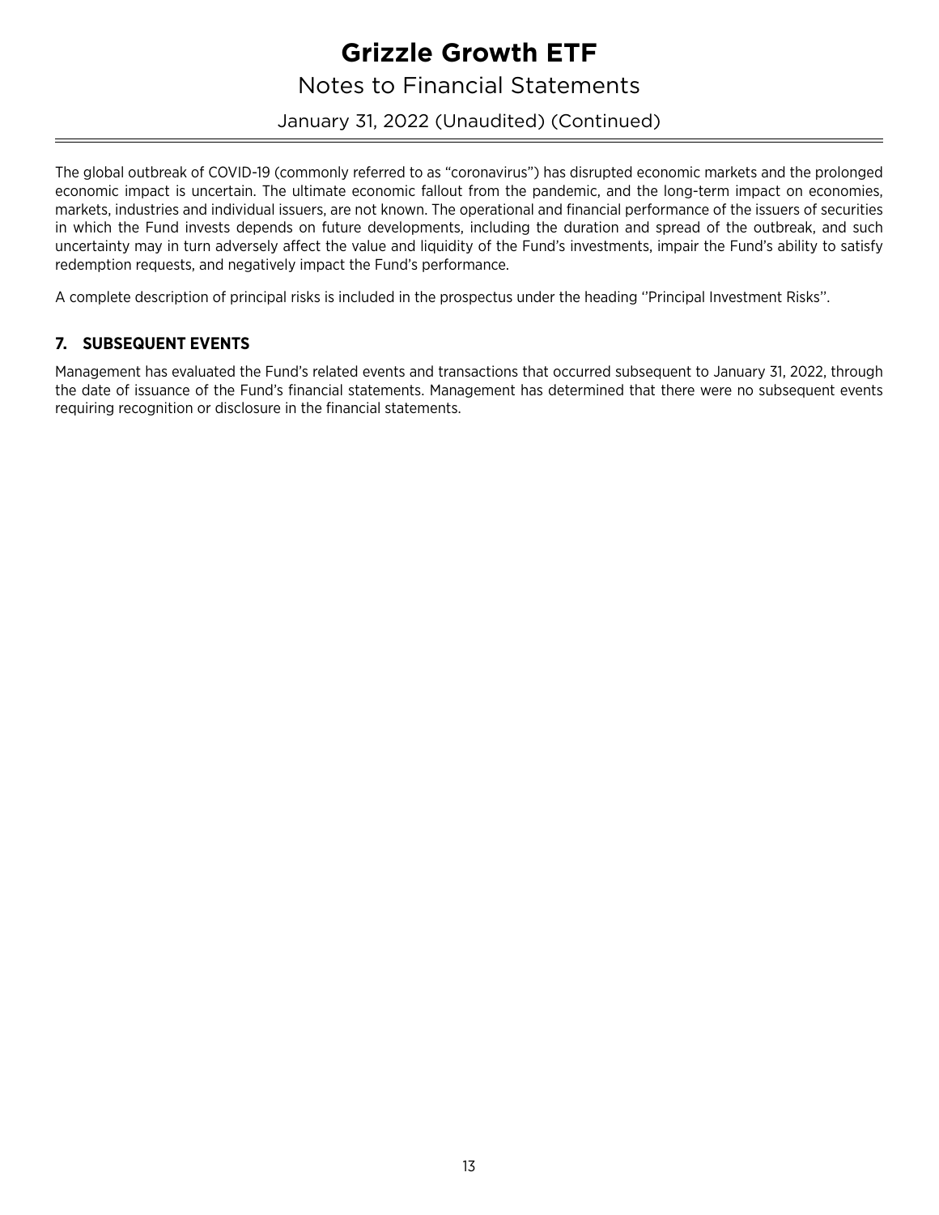The global outbreak of COVID-19 (commonly referred to as "coronavirus") has disrupted economic markets and the prolonged economic impact is uncertain. The ultimate economic fallout from the pandemic, and the long-term impact on economies, markets, industries and individual issuers, are not known. The operational and financial performance of the issuers of securities in which the Fund invests depends on future developments, including the duration and spread of the outbreak, and such uncertainty may in turn adversely affect the value and liquidity of the Fund's investments, impair the Fund's ability to satisfy redemption requests, and negatively impact the Fund's performance.

A complete description of principal risks is included in the prospectus under the heading ''Principal Investment Risks''.

## 7. SUBSEQUENT EVENTS

Management has evaluated the Fund's related events and transactions that occurred subsequent to January 31, 2022, through the date of issuance of the Fund's financial statements. Management has determined that there were no subsequent events requiring recognition or disclosure in the financial statements.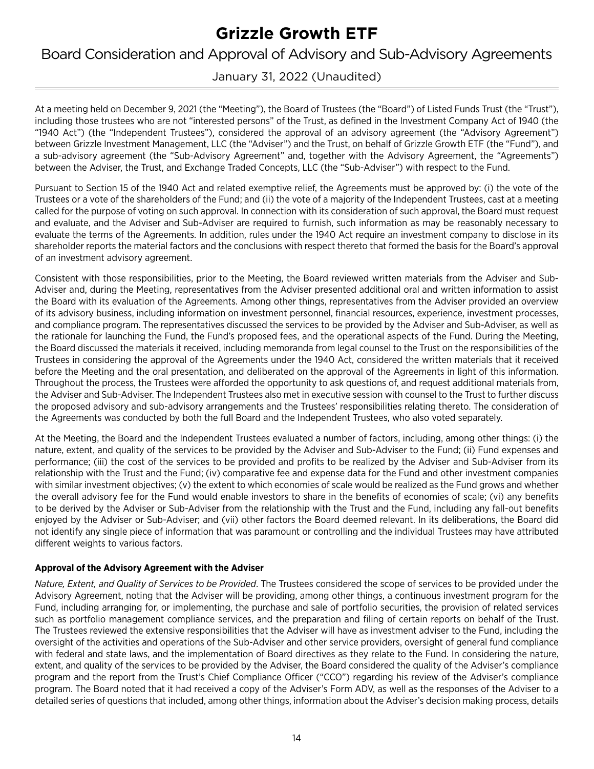# Grizzle Growth ETF

## Board Consideration and Approval of Advisory and Sub-Advisory Agreements

January 31, 2022 (Unaudited)

At a meeting held on December 9, 2021 (the "Meeting"), the Board of Trustees (the "Board") of Listed Funds Trust (the "Trust"), including those trustees who are not "interested persons" of the Trust, as defined in the Investment Company Act of 1940 (the "1940 Act") (the "Independent Trustees"), considered the approval of an advisory agreement (the "Advisory Agreement") between Grizzle Investment Management, LLC (the "Adviser") and the Trust, on behalf of Grizzle Growth ETF (the "Fund"), and a sub-advisory agreement (the "Sub-Advisory Agreement" and, together with the Advisory Agreement, the "Agreements") between the Adviser, the Trust, and Exchange Traded Concepts, LLC (the "Sub-Adviser") with respect to the Fund.

Pursuant to Section 15 of the 1940 Act and related exemptive relief, the Agreements must be approved by: (i) the vote of the Trustees or a vote of the shareholders of the Fund; and (ii) the vote of a majority of the Independent Trustees, cast at a meeting called for the purpose of voting on such approval. In connection with its consideration of such approval, the Board must request and evaluate, and the Adviser and Sub-Adviser are required to furnish, such information as may be reasonably necessary to evaluate the terms of the Agreements. In addition, rules under the 1940 Act require an investment company to disclose in its shareholder reports the material factors and the conclusions with respect thereto that formed the basis for the Board's approval of an investment advisory agreement.

Consistent with those responsibilities, prior to the Meeting, the Board reviewed written materials from the Adviser and Sub-Adviser and, during the Meeting, representatives from the Adviser presented additional oral and written information to assist the Board with its evaluation of the Agreements. Among other things, representatives from the Adviser provided an overview of its advisory business, including information on investment personnel, financial resources, experience, investment processes, and compliance program. The representatives discussed the services to be provided by the Adviser and Sub-Adviser, as well as the rationale for launching the Fund, the Fund's proposed fees, and the operational aspects of the Fund. During the Meeting, the Board discussed the materials it received, including memoranda from legal counsel to the Trust on the responsibilities of the Trustees in considering the approval of the Agreements under the 1940 Act, considered the written materials that it received before the Meeting and the oral presentation, and deliberated on the approval of the Agreements in light of this information. Throughout the process, the Trustees were afforded the opportunity to ask questions of, and request additional materials from, the Adviser and Sub-Adviser. The Independent Trustees also met in executive session with counsel to the Trust to further discuss the proposed advisory and sub-advisory arrangements and the Trustees' responsibilities relating thereto. The consideration of the Agreements was conducted by both the full Board and the Independent Trustees, who also voted separately.

At the Meeting, the Board and the Independent Trustees evaluated a number of factors, including, among other things: (i) the nature, extent, and quality of the services to be provided by the Adviser and Sub-Adviser to the Fund; (ii) Fund expenses and performance; (iii) the cost of the services to be provided and profits to be realized by the Adviser and Sub-Adviser from its relationship with the Trust and the Fund; (iv) comparative fee and expense data for the Fund and other investment companies with similar investment objectives; (v) the extent to which economies of scale would be realized as the Fund grows and whether the overall advisory fee for the Fund would enable investors to share in the benefits of economies of scale; (vi) any benefits to be derived by the Adviser or Sub-Adviser from the relationship with the Trust and the Fund, including any fall-out benefits enjoyed by the Adviser or Sub-Adviser; and (vii) other factors the Board deemed relevant. In its deliberations, the Board did not identify any single piece of information that was paramount or controlling and the individual Trustees may have attributed different weights to various factors.

**Approval of the Advisory Agreement with the Adviser**

*Nature, Extent, and Quality of Services to be Provided*. The Trustees considered the scope of services to be provided under the Advisory Agreement, noting that the Adviser will be providing, among other things, a continuous investment program for the Fund, including arranging for, or implementing, the purchase and sale of portfolio securities, the provision of related services such as portfolio management compliance services, and the preparation and filing of certain reports on behalf of the Trust. The Trustees reviewed the extensive responsibilities that the Adviser will have as investment adviser to the Fund, including the oversight of the activities and operations of the Sub-Adviser and other service providers, oversight of general fund compliance with federal and state laws, and the implementation of Board directives as they relate to the Fund. In considering the nature, extent, and quality of the services to be provided by the Adviser, the Board considered the quality of the Adviser's compliance program and the report from the Trust's Chief Compliance Officer ("CCO") regarding his review of the Adviser's compliance program. The Board noted that it had received a copy of the Adviser's Form ADV, as well as the responses of the Adviser to a detailed series of questions that included, among other things, information about the Adviser's decision making process, details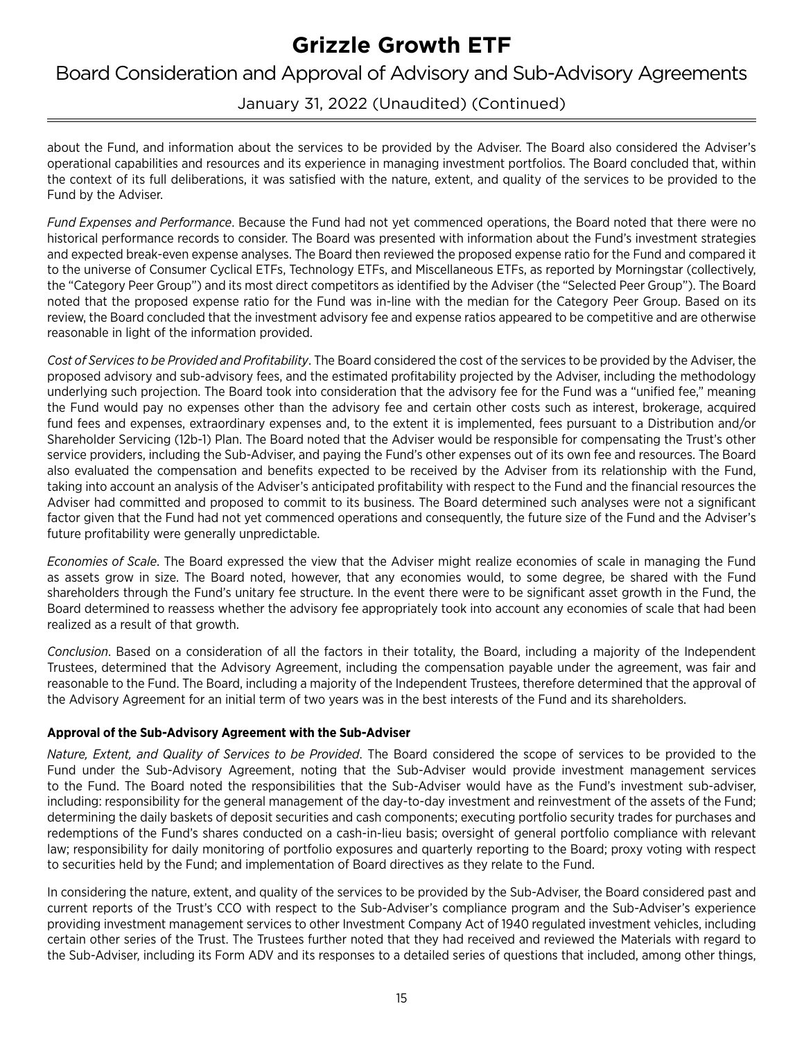about the Fund, and information about the services to be provided by the Adviser. The Board also considered the Adviser's operational capabilities and resources and its experience in managing investment portfolios. The Board concluded that, within the context of its full deliberations, it was satisfied with the nature, extent, and quality of the services to be provided to the Fund by the Adviser.

*Fund Expenses and Performance*. Because the Fund had not yet commenced operations, the Board noted that there were no historical performance records to consider. The Board was presented with information about the Fund's investment strategies and expected break-even expense analyses. The Board then reviewed the proposed expense ratio for the Fund and compared it to the universe of Consumer Cyclical ETFs, Technology ETFs, and Miscellaneous ETFs, as reported by Morningstar (collectively, the "Category Peer Group") and its most direct competitors as identified by the Adviser (the "Selected Peer Group"). The Board noted that the proposed expense ratio for the Fund was in-line with the median for the Category Peer Group. Based on its review, the Board concluded that the investment advisory fee and expense ratios appeared to be competitive and are otherwise reasonable in light of the information provided.

*Cost of Services to be Provided and Profitability*. The Board considered the cost of the services to be provided by the Adviser, the proposed advisory and sub-advisory fees, and the estimated profitability projected by the Adviser, including the methodology underlying such projection. The Board took into consideration that the advisory fee for the Fund was a "unified fee," meaning the Fund would pay no expenses other than the advisory fee and certain other costs such as interest, brokerage, acquired fund fees and expenses, extraordinary expenses and, to the extent it is implemented, fees pursuant to a Distribution and/or Shareholder Servicing (12b-1) Plan. The Board noted that the Adviser would be responsible for compensating the Trust's other service providers, including the Sub-Adviser, and paying the Fund's other expenses out of its own fee and resources. The Board also evaluated the compensation and benefits expected to be received by the Adviser from its relationship with the Fund, taking into account an analysis of the Adviser's anticipated profitability with respect to the Fund and the financial resources the Adviser had committed and proposed to commit to its business. The Board determined such analyses were not a significant factor given that the Fund had not yet commenced operations and consequently, the future size of the Fund and the Adviser's future profitability were generally unpredictable.

*Economies of Scale*. The Board expressed the view that the Adviser might realize economies of scale in managing the Fund as assets grow in size. The Board noted, however, that any economies would, to some degree, be shared with the Fund shareholders through the Fund's unitary fee structure. In the event there were to be significant asset growth in the Fund, the Board determined to reassess whether the advisory fee appropriately took into account any economies of scale that had been realized as a result of that growth.

*Conclusion*. Based on a consideration of all the factors in their totality, the Board, including a majority of the Independent Trustees, determined that the Advisory Agreement, including the compensation payable under the agreement, was fair and reasonable to the Fund. The Board, including a majority of the Independent Trustees, therefore determined that the approval of the Advisory Agreement for an initial term of two years was in the best interests of the Fund and its shareholders.

**Approval of the Sub-Advisory Agreement with the Sub-Adviser**

*Nature, Extent, and Quality of Services to be Provided*. The Board considered the scope of services to be provided to the Fund under the Sub-Advisory Agreement, noting that the Sub-Adviser would provide investment management services to the Fund. The Board noted the responsibilities that the Sub-Adviser would have as the Fund's investment sub-adviser, including: responsibility for the general management of the day-to-day investment and reinvestment of the assets of the Fund; determining the daily baskets of deposit securities and cash components; executing portfolio security trades for purchases and redemptions of the Fund's shares conducted on a cash-in-lieu basis; oversight of general portfolio compliance with relevant law; responsibility for daily monitoring of portfolio exposures and quarterly reporting to the Board; proxy voting with respect to securities held by the Fund; and implementation of Board directives as they relate to the Fund.

In considering the nature, extent, and quality of the services to be provided by the Sub-Adviser, the Board considered past and current reports of the Trust's CCO with respect to the Sub-Adviser's compliance program and the Sub-Adviser's experience providing investment management services to other Investment Company Act of 1940 regulated investment vehicles, including certain other series of the Trust. The Trustees further noted that they had received and reviewed the Materials with regard to the Sub-Adviser, including its Form ADV and its responses to a detailed series of questions that included, among other things,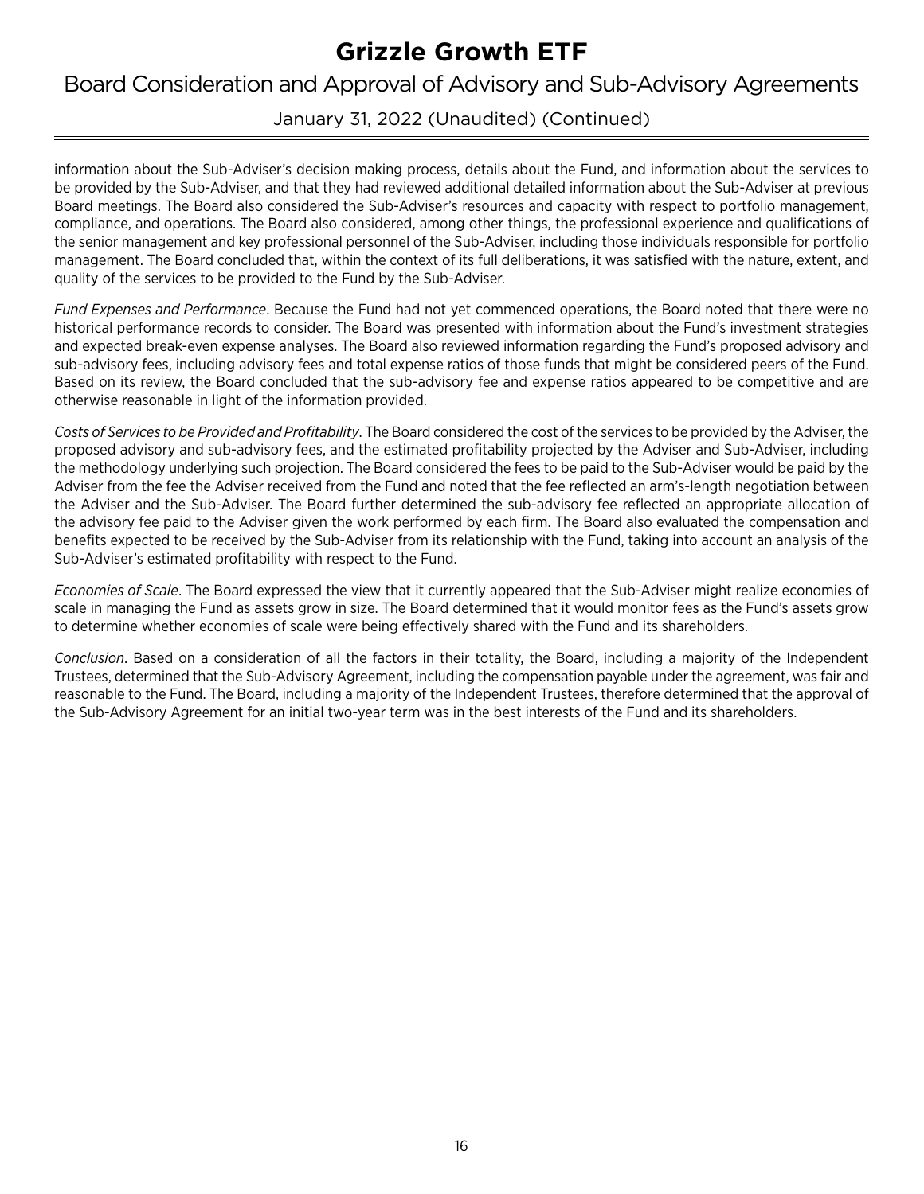information about the Sub-Adviser's decision making process, details about the Fund, and information about the services to be provided by the Sub-Adviser, and that they had reviewed additional detailed information about the Sub-Adviser at previous Board meetings. The Board also considered the Sub-Adviser's resources and capacity with respect to portfolio management, compliance, and operations. The Board also considered, among other things, the professional experience and qualifications of the senior management and key professional personnel of the Sub-Adviser, including those individuals responsible for portfolio management. The Board concluded that, within the context of its full deliberations, it was satisfied with the nature, extent, and quality of the services to be provided to the Fund by the Sub-Adviser.

*Fund Expenses and Performance*. Because the Fund had not yet commenced operations, the Board noted that there were no historical performance records to consider. The Board was presented with information about the Fund's investment strategies and expected break-even expense analyses. The Board also reviewed information regarding the Fund's proposed advisory and sub-advisory fees, including advisory fees and total expense ratios of those funds that might be considered peers of the Fund. Based on its review, the Board concluded that the sub-advisory fee and expense ratios appeared to be competitive and are otherwise reasonable in light of the information provided.

*Costs of Services to be Provided and Profitability*. The Board considered the cost of the services to be provided by the Adviser, the proposed advisory and sub-advisory fees, and the estimated profitability projected by the Adviser and Sub-Adviser, including the methodology underlying such projection. The Board considered the fees to be paid to the Sub-Adviser would be paid by the Adviser from the fee the Adviser received from the Fund and noted that the fee reflected an arm's-length negotiation between the Adviser and the Sub-Adviser. The Board further determined the sub-advisory fee reflected an appropriate allocation of the advisory fee paid to the Adviser given the work performed by each firm. The Board also evaluated the compensation and benefits expected to be received by the Sub-Adviser from its relationship with the Fund, taking into account an analysis of the Sub-Adviser's estimated profitability with respect to the Fund.

*Economies of Scale*. The Board expressed the view that it currently appeared that the Sub-Adviser might realize economies of scale in managing the Fund as assets grow in size. The Board determined that it would monitor fees as the Fund's assets grow to determine whether economies of scale were being effectively shared with the Fund and its shareholders.

*Conclusion*. Based on a consideration of all the factors in their totality, the Board, including a majority of the Independent Trustees, determined that the Sub-Advisory Agreement, including the compensation payable under the agreement, was fair and reasonable to the Fund. The Board, including a majority of the Independent Trustees, therefore determined that the approval of the Sub-Advisory Agreement for an initial two-year term was in the best interests of the Fund and its shareholders.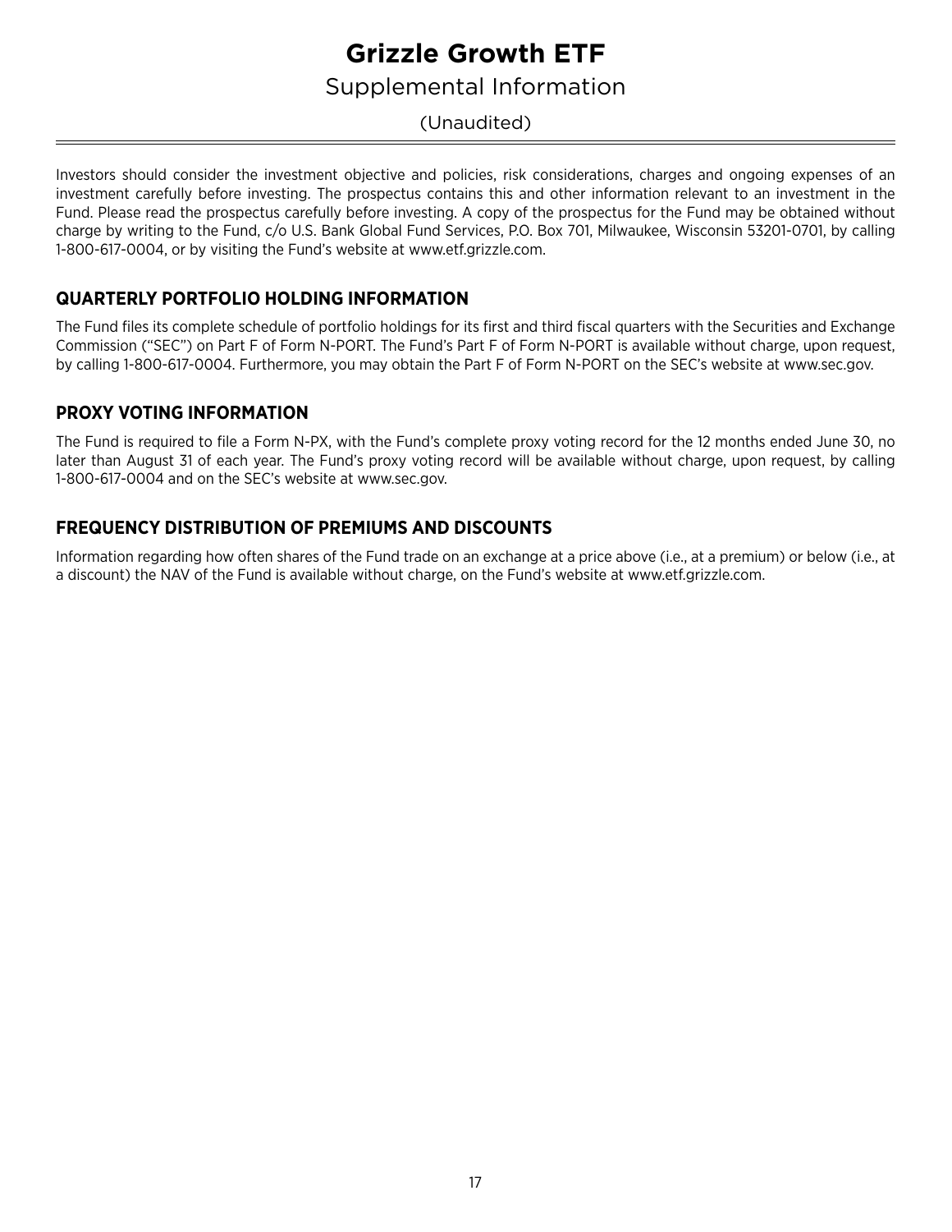# Grizzle Growth ETF

## Supplemental Information

(Unaudited)

Investors should consider the investment objective and policies, risk considerations, charges and ongoing expenses of an investment carefully before investing. The prospectus contains this and other information relevant to an investment in the Fund. Please read the prospectus carefully before investing. A copy of the prospectus for the Fund may be obtained without charge by writing to the Fund, c/o U.S. Bank Global Fund Services, P.O. Box 701, Milwaukee, Wisconsin 53201-0701, by calling 1-800-617-0004, or by visiting the Fund's website at www.etf.grizzle.com.

### QUARTERLY PORTFOLIO HOLDING INFORMATION

The Fund files its complete schedule of portfolio holdings for its first and third fiscal quarters with the Securities and Exchange Commission ("SEC") on Part F of Form N-PORT. The Fund's Part F of Form N-PORT is available without charge, upon request, by calling 1-800-617-0004. Furthermore, you may obtain the Part F of Form N-PORT on the SEC's website at www.sec.gov.

### PROXY VOTING INFORMATION

The Fund is required to file a Form N-PX, with the Fund's complete proxy voting record for the 12 months ended June 30, no later than August 31 of each year. The Fund's proxy voting record will be available without charge, upon request, by calling 1-800-617-0004 and on the SEC's website at www.sec.gov.

### FREQUENCY DISTRIBUTION OF PREMIUMS AND DISCOUNTS

Information regarding how often shares of the Fund trade on an exchange at a price above (i.e., at a premium) or below (i.e., at a discount) the NAV of the Fund is available without charge, on the Fund's website at www.etf.grizzle.com.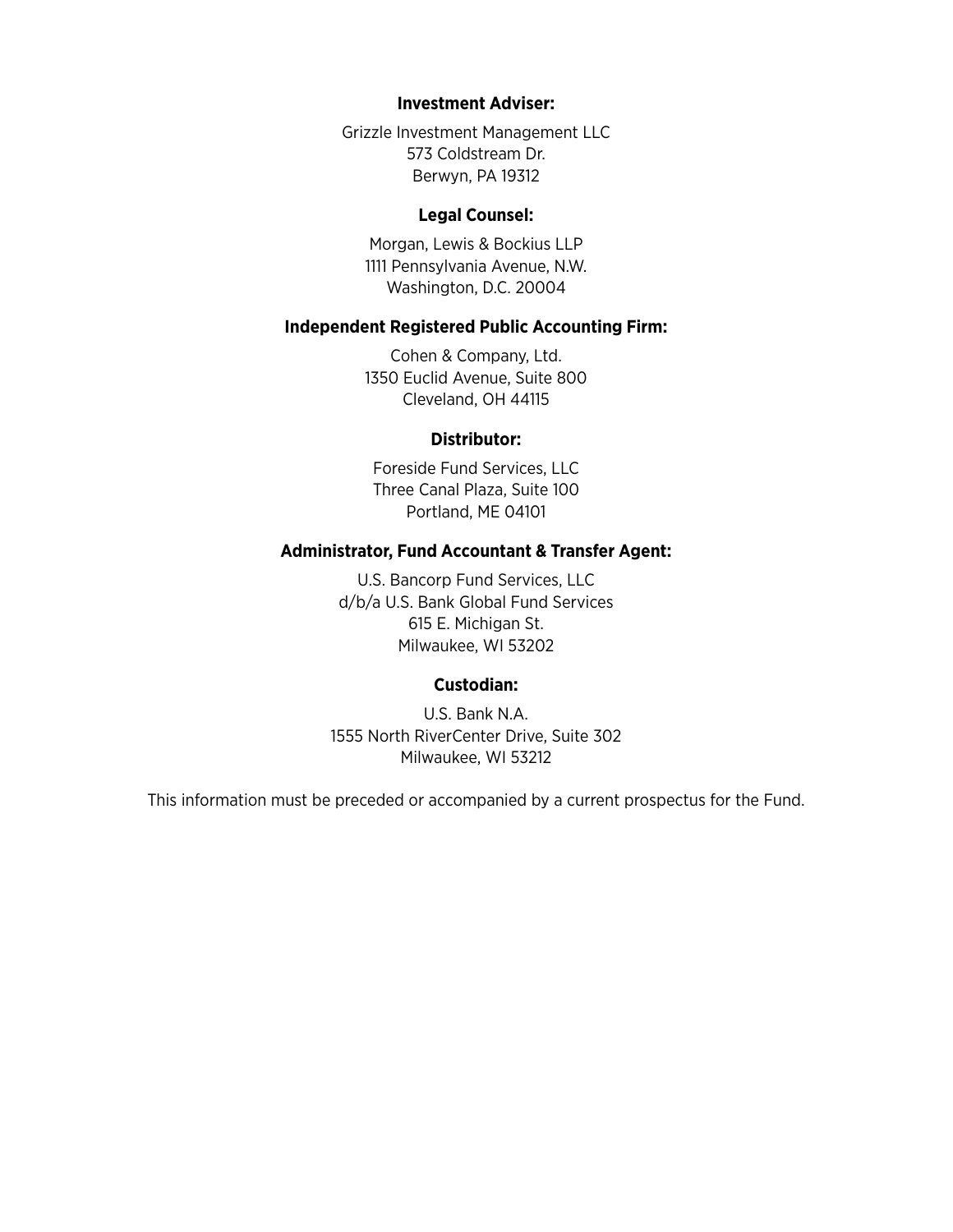**Investment Adviser:**

Grizzle Investment Management LLC
573 Coldstream Dr.
Berwyn, PA 19312

**Legal Counsel:**

Morgan, Lewis & Bockius LLP
1111 Pennsylvania Avenue, N.W.
Washington, D.C. 20004

**Independent Registered Public Accounting Firm:**

Cohen & Company, Ltd.
1350 Euclid Avenue, Suite 800
Cleveland, OH 44115

**Distributor:**

Foreside Fund Services, LLC
Three Canal Plaza, Suite 100
Portland, ME 04101

**Administrator, Fund Accountant & Transfer Agent:**

U.S. Bancorp Fund Services, LLC
d/b/a U.S. Bank Global Fund Services
615 E. Michigan St.
Milwaukee, WI 53202

**Custodian:**

U.S. Bank N.A.
1555 North RiverCenter Drive, Suite 302
Milwaukee, WI 53212

This information must be preceded or accompanied by a current prospectus for the Fund.